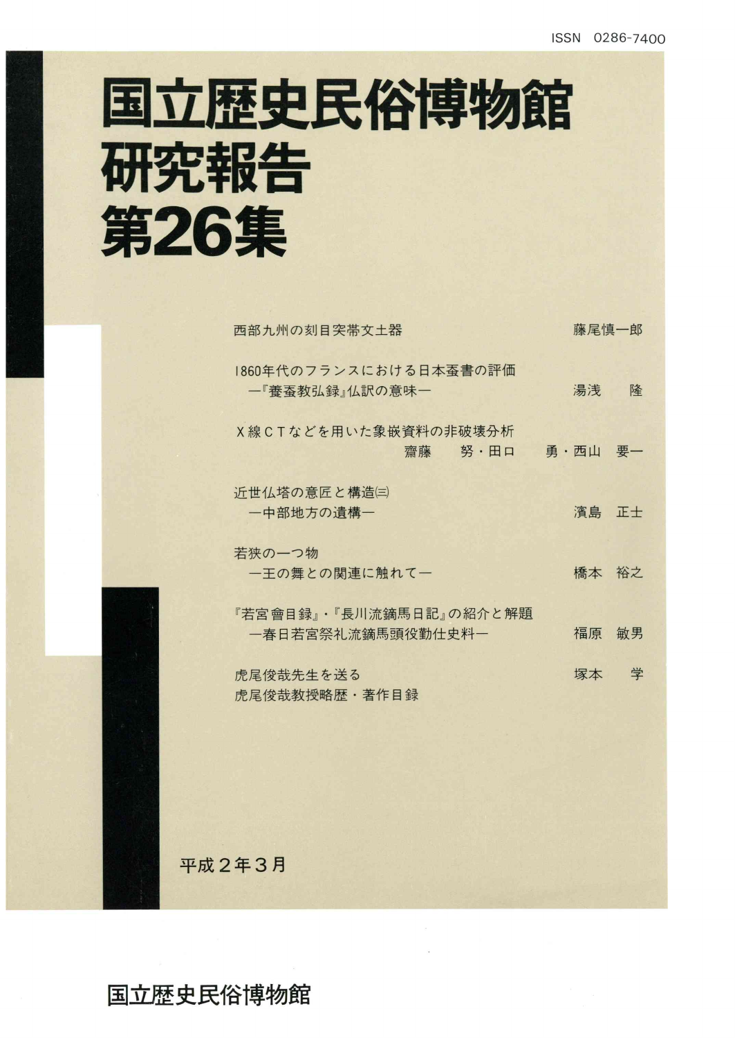ISSN 0286-7400

# 国立歴史民俗博物館研究報告 第26集

西部九州の刻目突帯文土器　藤尾慎一郎

1860年代のフランスにおける日本蚕書の評価
―『養蚕教弘録』仏訳の意味―　湯浅　隆

X線CTなどを用いた象嵌資料の非破壊分析
齋藤　努・田口　勇・西山　要一

近世仏塔の意匠と構造㈢
―中部地方の遺構―　濱島　正士

若狭の一つ物
―王の舞との関連に触れて―　橋本　裕之

『若宮會目録』・『長川流鏑馬日記』の紹介と解題
―春日若宮祭礼流鏑馬頭役勤仕史料―　福原　敏男

虎尾俊哉先生を送る　塚本　学
虎尾俊哉教授略歴・著作目録

平成２年３月

国立歴史民俗博物館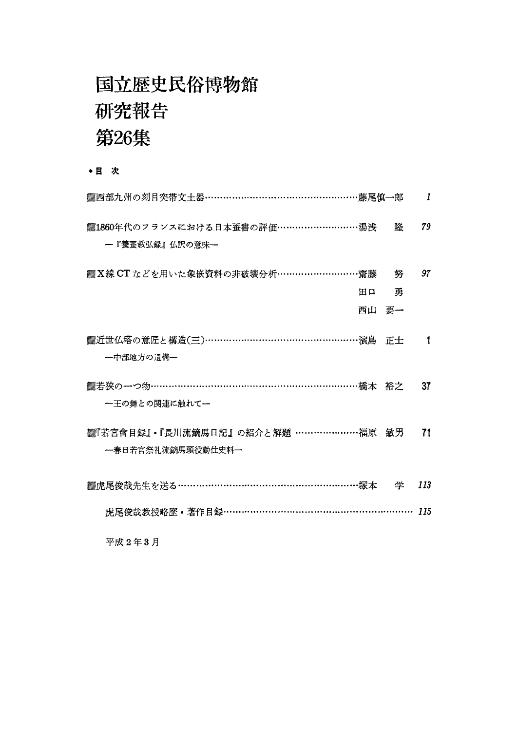# 国立歴史民俗博物館
# 研究報告
# 第26集

*目　次

西部九州の刻目突帯文土器……………………………………………藤尾慎一郎　*1*

1860年代のフランスにおける日本蚕書の評価………………………湯浅　隆　*79*
　—『養蚕教弘録』仏訳の意味—

X線CTなどを用いた象嵌資料の非破壊分析………………………齋藤　努　*97*
　　　　　　　　　　　　　　　　　　　　　　　　　　　　田口　勇
　　　　　　　　　　　　　　　　　　　　　　　　　　　　西山　要一

近世仏塔の意匠と構造(三)……………………………………………濱島　正士　1
　—中部地方の遺構—

若狭の一つ物……………………………………………………………橋本　裕之　37
　—王の舞との関連に触れて—

『若宮會目録』・『長川流鏑馬日記』の紹介と解題 …………………福原　敏男　71
　—春日若宮祭礼流鏑馬頭役勤仕史料—

虎尾俊哉先生を送る……………………………………………………塚本　学　*113*

　虎尾俊哉教授略歴・著作目録………………………………………………*115*

平成2年3月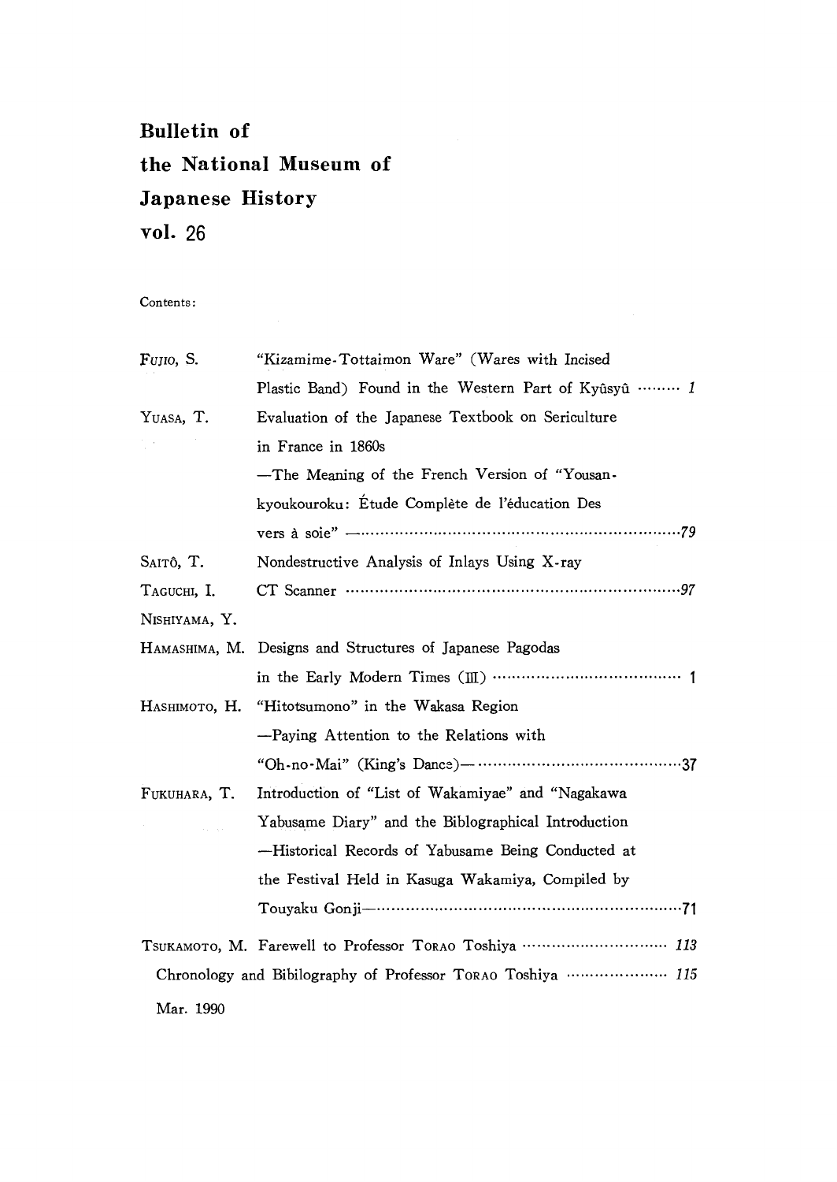# Bulletin of the National Museum of Japanese History vol. 26

Contents:

| | | |
|---|---|---|
| FUJIO, S. | "Kizamime-Tottaimon Ware" (Wares with Incised Plastic Band) Found in the Western Part of Kyûsyû | *1* |
| YUASA, T. | Evaluation of the Japanese Textbook on Sericulture in France in 1860s —The Meaning of the French Version of "Yousan-kyoukouroku: Étude Complète de l'éducation Des vers à soie" — | *79* |
| SAITÔ, T. TAGUCHI, I. NISHIYAMA, Y. | Nondestructive Analysis of Inlays Using X-ray CT Scanner | *97* |
| HAMASHIMA, M. | Designs and Structures of Japanese Pagodas in the Early Modern Times (III) | 1 |
| HASHIMOTO, H. | "Hitotsumono" in the Wakasa Region —Paying Attention to the Relations with "Oh-no-Mai" (King's Dance)— | 37 |
| FUKUHARA, T. | Introduction of "List of Wakamiyae" and "Nagakawa Yabusame Diary" and the Biblographical Introduction —Historical Records of Yabusame Being Conducted at the Festival Held in Kasuga Wakamiya, Compiled by Touyaku Gonji— | 71 |
| TSUKAMOTO, M. | Farewell to Professor TORAO Toshiya | *113* |
| | Chronology and Bibilography of Professor TORAO Toshiya | *115* |

Mar. 1990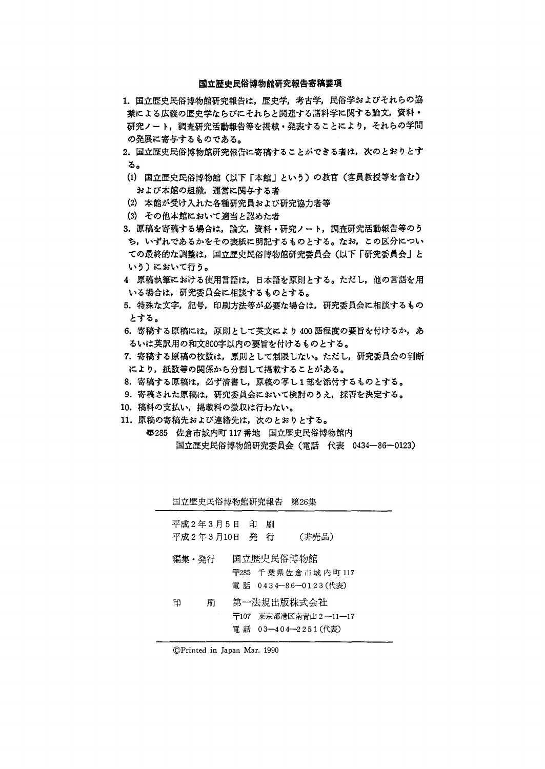## 国立歴史民俗博物館研究報告寄稿要項

1. 国立歴史民俗博物館研究報告は，歴史学，考古学，民俗学およびそれらの協業による広義の歴史学ならびにそれらと関連する諸科学に関する論文，資料・研究ノート，調査研究活動報告等を掲載・発表することにより，それらの学問の発展に寄与するものである。
2. 国立歴史民俗博物館研究報告に寄稿することができる者は，次のとおりとする。
   (1) 国立歴史民俗博物館（以下「本館」という）の教官（客員教授等を含む）および本館の組織，運営に関与する者
   (2) 本館が受け入れた各種研究員および研究協力者等
   (3) その他本館において適当と認めた者
3. 原稿を寄稿する場合は，論文，資料・研究ノート，調査研究活動報告等のうち，いずれであるかをその表紙に明記するものとする。なお，この区分についての最終的な調整は，国立歴史民俗博物館研究委員会（以下「研究委員会」という）において行う。
4. 原稿執筆における使用言語は，日本語を原則とする。ただし，他の言語を用いる場合は，研究委員会に相談するものとする。
5. 特殊な文字，記号，印刷方法等が必要な場合は，研究委員会に相談するものとする。
6. 寄稿する原稿には，原則として英文により400語程度の要旨を付けるか，あるいは英訳用の和文800字以内の要旨を付けるものとする。
7. 寄稿する原稿の枚数は，原則として制限しない。ただし，研究委員会の判断により，紙数等の関係から分割して掲載することがある。
8. 寄稿する原稿は，必ず清書し，原稿の写し1部を添付するものとする。
9. 寄稿された原稿は，研究委員会において検討のうえ，採否を決定する。
10. 稿料の支払い，掲載料の徴収は行わない。
11. 原稿の寄稿先および連絡先は，次のとおりとする。

    〒285 佐倉市城内町117番地 国立歴史民俗博物館内
    国立歴史民俗博物館研究委員会（電話 代表 0434—86—0123）

---

国立歴史民俗博物館研究報告 第26集

平成2年3月5日 印 刷
平成2年3月10日 発 行 （非売品）

編集・発行 国立歴史民俗博物館
〒285 千葉県佐倉市城内町117
電話 0434—86—0123（代表）

印 刷 第一法規出版株式会社
〒107 東京都港区南青山2—11—17
電話 03—404—2251（代表）

©Printed in Japan Mar. 1990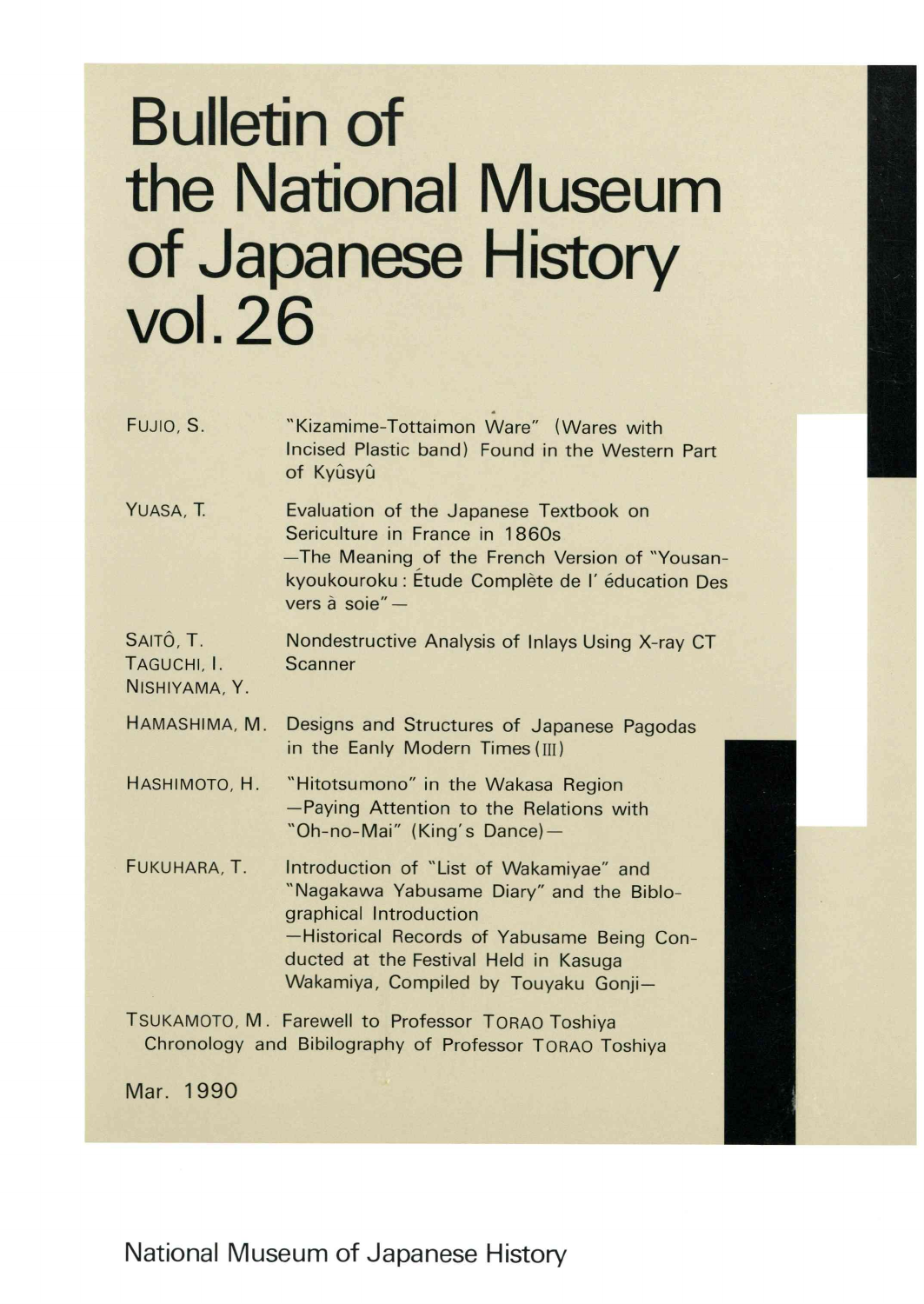# Bulletin of the National Museum of Japanese History vol. 26

FUJIO, S. "Kizamime-Tottaimon Ware" (Wares with Incised Plastic band) Found in the Western Part of Kyûsyû

YUASA, T. Evaluation of the Japanese Textbook on Sericulture in France in 1860s
—The Meaning of the French Version of "Yousan-kyoukouroku : Étude Complète de l' éducation Des vers à soie"—

SAITÔ, T.
TAGUCHI, I.
NISHIYAMA, Y. Nondestructive Analysis of Inlays Using X-ray CT Scanner

HAMASHIMA, M. Designs and Structures of Japanese Pagodas in the Eanly Modern Times (III)

HASHIMOTO, H. "Hitotsumono" in the Wakasa Region
—Paying Attention to the Relations with "Oh-no-Mai" (King's Dance)—

FUKUHARA, T. Introduction of "List of Wakamiyae" and "Nagakawa Yabusame Diary" and the Bibliographical Introduction
—Historical Records of Yabusame Being Conducted at the Festival Held in Kasuga Wakamiya, Compiled by Touyaku Gonji—

TSUKAMOTO, M. Farewell to Professor TORAO Toshiya
Chronology and Bibilography of Professor TORAO Toshiya

Mar. 1990

National Museum of Japanese History